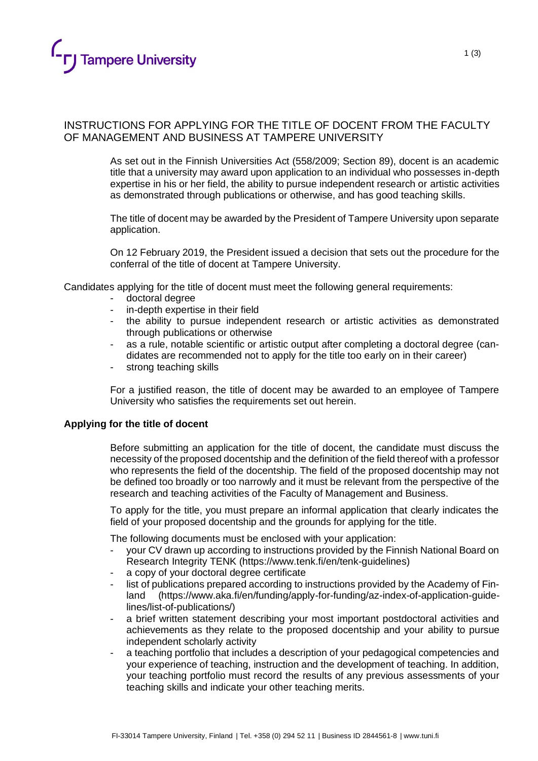# INSTRUCTIONS FOR APPLYING FOR THE TITLE OF DOCENT FROM THE FACULTY OF MANAGEMENT AND BUSINESS AT TAMPERE UNIVERSITY

As set out in the Finnish Universities Act (558/2009; Section 89), docent is an academic title that a university may award upon application to an individual who possesses in-depth expertise in his or her field, the ability to pursue independent research or artistic activities as demonstrated through publications or otherwise, and has good teaching skills.

The title of docent may be awarded by the President of Tampere University upon separate application.

On 12 February 2019, the President issued a decision that sets out the procedure for the conferral of the title of docent at Tampere University.

Candidates applying for the title of docent must meet the following general requirements:

- doctoral degree
- in-depth expertise in their field
- the ability to pursue independent research or artistic activities as demonstrated through publications or otherwise
- as a rule, notable scientific or artistic output after completing a doctoral degree (candidates are recommended not to apply for the title too early on in their career)
- strong teaching skills

For a justified reason, the title of docent may be awarded to an employee of Tampere University who satisfies the requirements set out herein.

**Applying for the title of docent**

Before submitting an application for the title of docent, the candidate must discuss the necessity of the proposed docentship and the definition of the field thereof with a professor who represents the field of the docentship. The field of the proposed docentship may not be defined too broadly or too narrowly and it must be relevant from the perspective of the research and teaching activities of the Faculty of Management and Business.

To apply for the title, you must prepare an informal application that clearly indicates the field of your proposed docentship and the grounds for applying for the title.

The following documents must be enclosed with your application:

- your CV drawn up according to instructions provided by the Finnish National Board on Research Integrity TENK (https://www.tenk.fi/en/tenk-guidelines)
- a copy of your doctoral degree certificate
- list of publications prepared according to instructions provided by the Academy of Finland (https://www.aka.fi/en/funding/apply-for-funding/az-index-of-application-guidelines/list-of-publications/)
- a brief written statement describing your most important postdoctoral activities and achievements as they relate to the proposed docentship and your ability to pursue independent scholarly activity
- a teaching portfolio that includes a description of your pedagogical competencies and your experience of teaching, instruction and the development of teaching. In addition, your teaching portfolio must record the results of any previous assessments of your teaching skills and indicate your other teaching merits.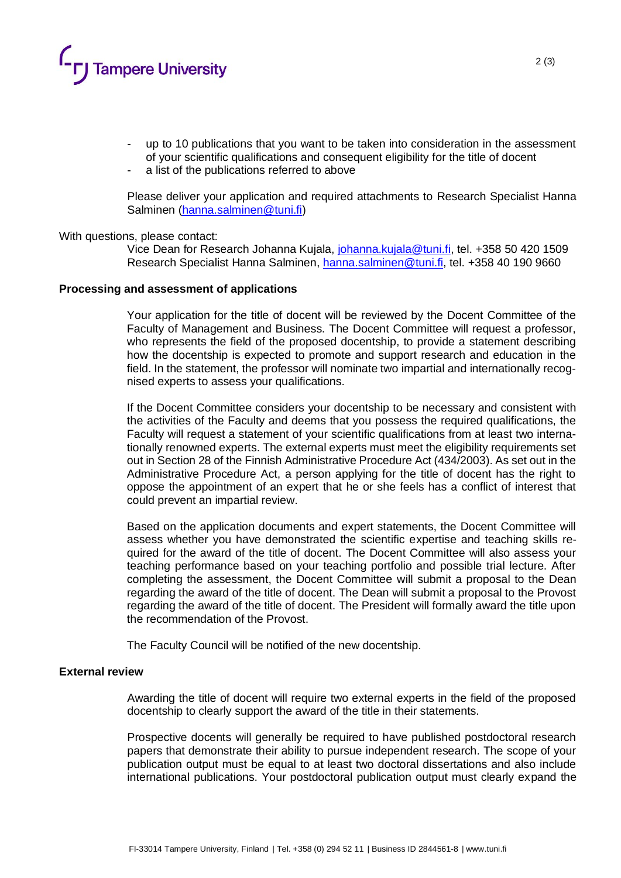- up to 10 publications that you want to be taken into consideration in the assessment of your scientific qualifications and consequent eligibility for the title of docent
- a list of the publications referred to above

Please deliver your application and required attachments to Research Specialist Hanna Salminen (hanna.salminen@tuni.fi)

With questions, please contact:

Vice Dean for Research Johanna Kujala, johanna.kujala@tuni.fi, tel. +358 50 420 1509
Research Specialist Hanna Salminen, hanna.salminen@tuni.fi, tel. +358 40 190 9660

**Processing and assessment of applications**

Your application for the title of docent will be reviewed by the Docent Committee of the Faculty of Management and Business. The Docent Committee will request a professor, who represents the field of the proposed docentship, to provide a statement describing how the docentship is expected to promote and support research and education in the field. In the statement, the professor will nominate two impartial and internationally recognised experts to assess your qualifications.

If the Docent Committee considers your docentship to be necessary and consistent with the activities of the Faculty and deems that you possess the required qualifications, the Faculty will request a statement of your scientific qualifications from at least two internationally renowned experts. The external experts must meet the eligibility requirements set out in Section 28 of the Finnish Administrative Procedure Act (434/2003). As set out in the Administrative Procedure Act, a person applying for the title of docent has the right to oppose the appointment of an expert that he or she feels has a conflict of interest that could prevent an impartial review.

Based on the application documents and expert statements, the Docent Committee will assess whether you have demonstrated the scientific expertise and teaching skills required for the award of the title of docent. The Docent Committee will also assess your teaching performance based on your teaching portfolio and possible trial lecture. After completing the assessment, the Docent Committee will submit a proposal to the Dean regarding the award of the title of docent. The Dean will submit a proposal to the Provost regarding the award of the title of docent. The President will formally award the title upon the recommendation of the Provost.

The Faculty Council will be notified of the new docentship.

**External review**

Awarding the title of docent will require two external experts in the field of the proposed docentship to clearly support the award of the title in their statements.

Prospective docents will generally be required to have published postdoctoral research papers that demonstrate their ability to pursue independent research. The scope of your publication output must be equal to at least two doctoral dissertations and also include international publications. Your postdoctoral publication output must clearly expand the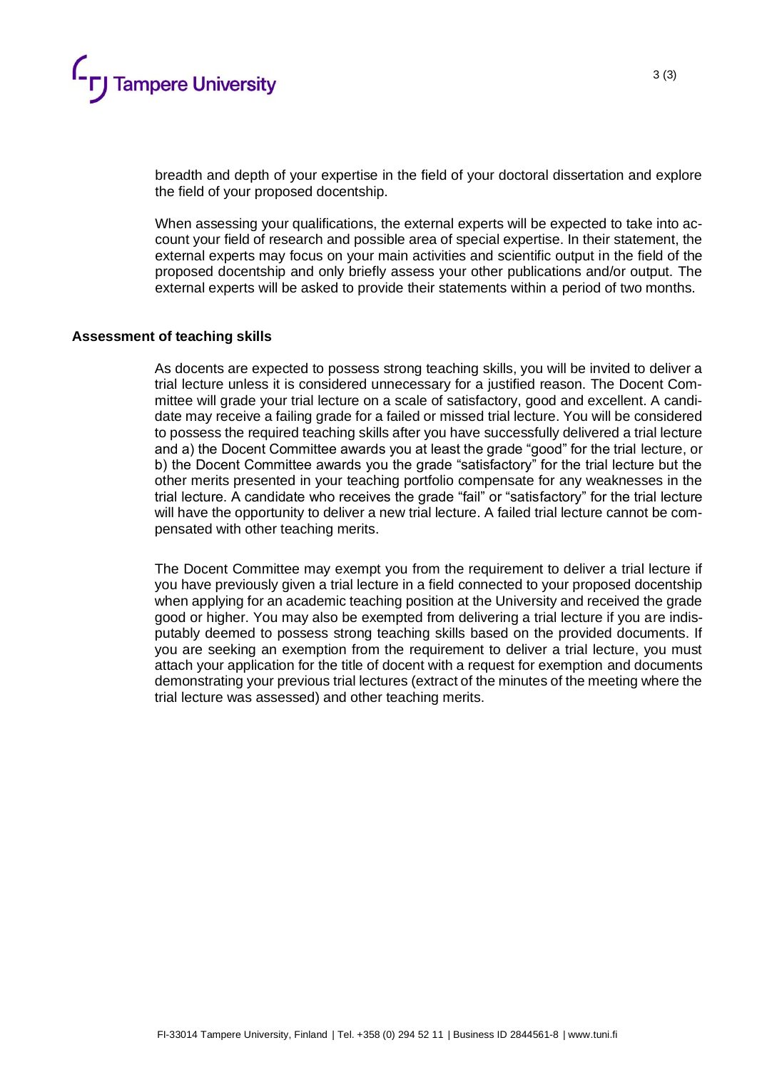breadth and depth of your expertise in the field of your doctoral dissertation and explore the field of your proposed docentship.

When assessing your qualifications, the external experts will be expected to take into account your field of research and possible area of special expertise. In their statement, the external experts may focus on your main activities and scientific output in the field of the proposed docentship and only briefly assess your other publications and/or output. The external experts will be asked to provide their statements within a period of two months.

**Assessment of teaching skills**

As docents are expected to possess strong teaching skills, you will be invited to deliver a trial lecture unless it is considered unnecessary for a justified reason. The Docent Committee will grade your trial lecture on a scale of satisfactory, good and excellent. A candidate may receive a failing grade for a failed or missed trial lecture. You will be considered to possess the required teaching skills after you have successfully delivered a trial lecture and a) the Docent Committee awards you at least the grade “good” for the trial lecture, or b) the Docent Committee awards you the grade “satisfactory” for the trial lecture but the other merits presented in your teaching portfolio compensate for any weaknesses in the trial lecture. A candidate who receives the grade “fail” or “satisfactory” for the trial lecture will have the opportunity to deliver a new trial lecture. A failed trial lecture cannot be compensated with other teaching merits.

The Docent Committee may exempt you from the requirement to deliver a trial lecture if you have previously given a trial lecture in a field connected to your proposed docentship when applying for an academic teaching position at the University and received the grade good or higher. You may also be exempted from delivering a trial lecture if you are indisputably deemed to possess strong teaching skills based on the provided documents. If you are seeking an exemption from the requirement to deliver a trial lecture, you must attach your application for the title of docent with a request for exemption and documents demonstrating your previous trial lectures (extract of the minutes of the meeting where the trial lecture was assessed) and other teaching merits.